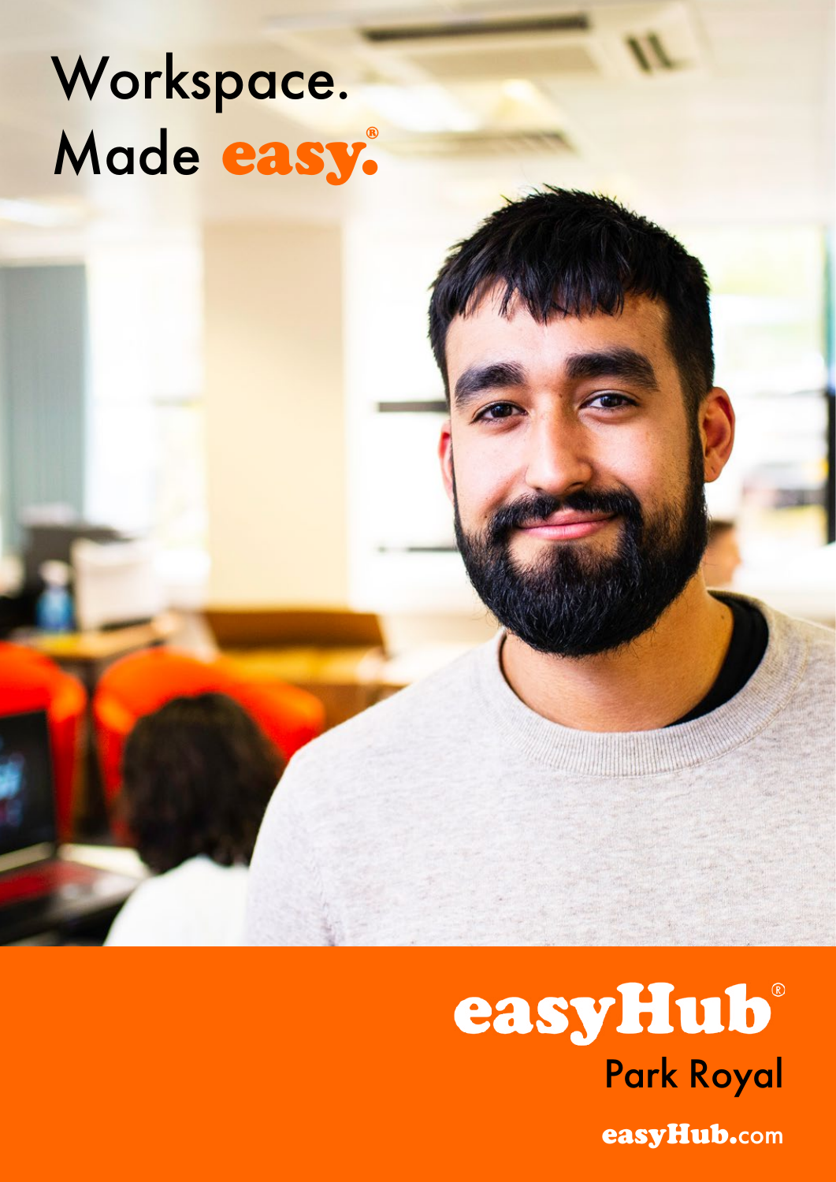# Workspace. Made easy.

easyHub

Park Royal

easyHub.com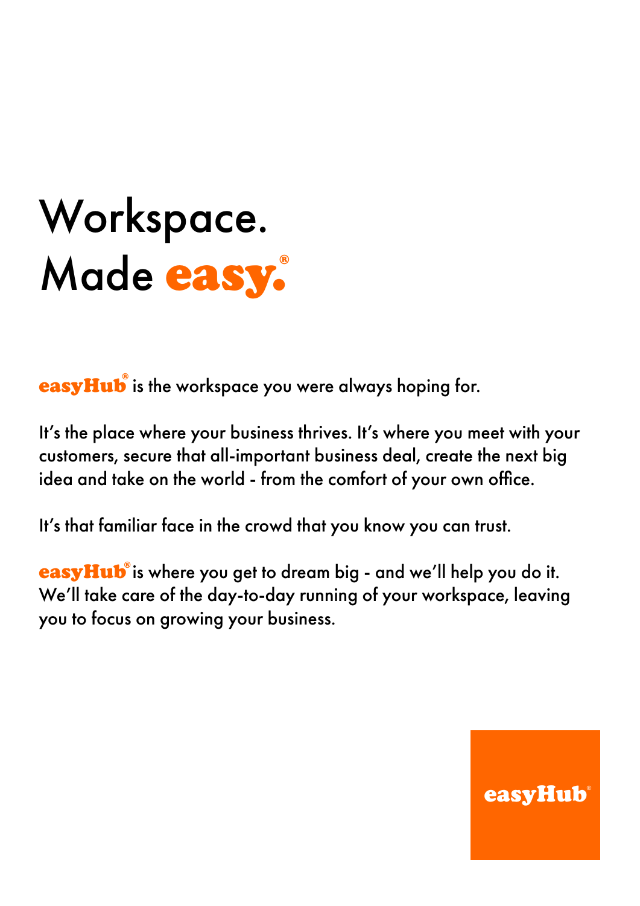# Workspace.
# Made easy.®

**easyHub®** is the workspace you were always hoping for.

It's the place where your business thrives. It's where you meet with your customers, secure that all-important business deal, create the next big idea and take on the world - from the comfort of your own office.

It's that familiar face in the crowd that you know you can trust.

**easyHub®** is where you get to dream big - and we'll help you do it. We'll take care of the day-to-day running of your workspace, leaving you to focus on growing your business.

easyHub®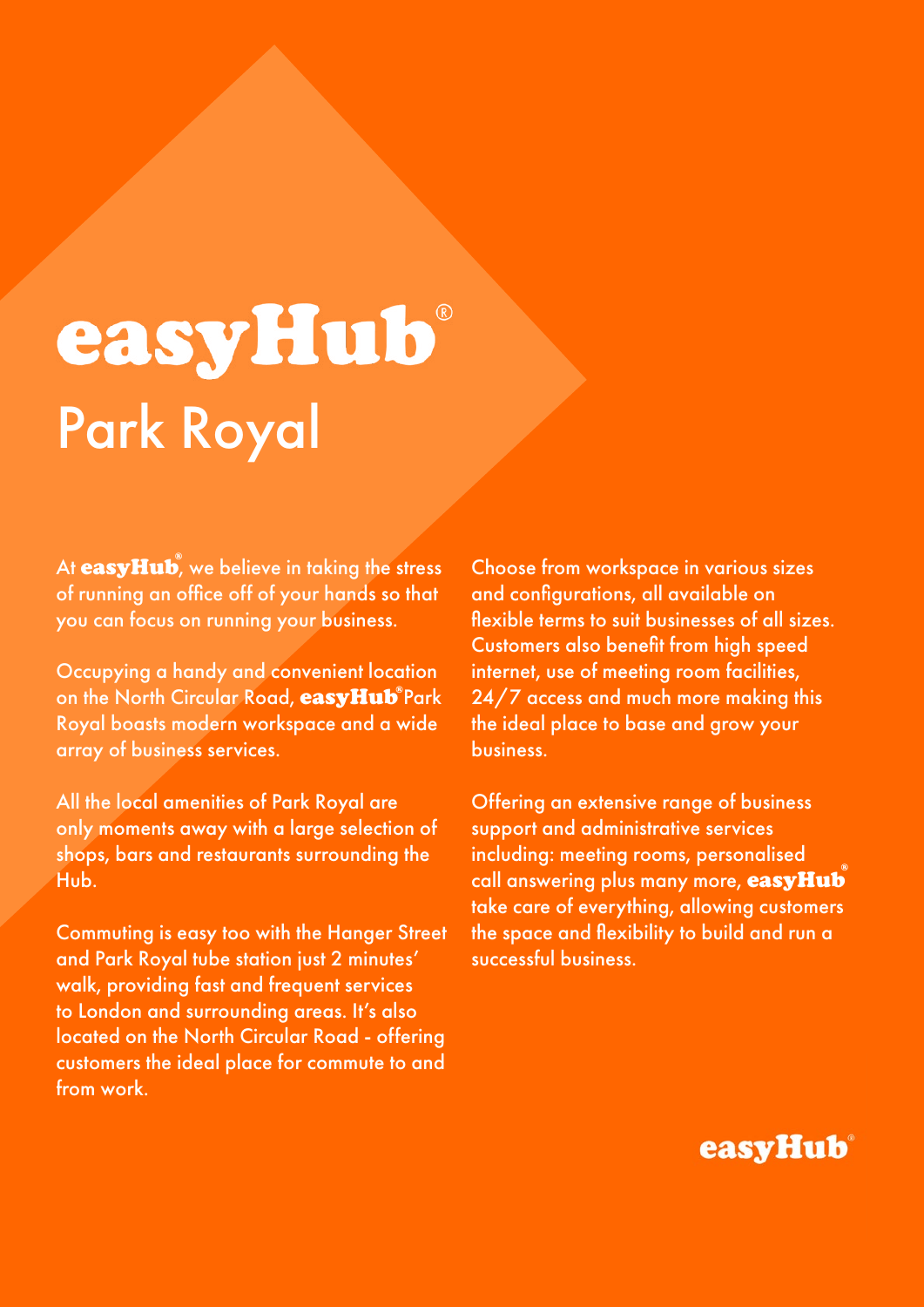# easyHub®
## Park Royal

At **easyHub®**, we believe in taking the stress of running an office off of your hands so that you can focus on running your business.

Occupying a handy and convenient location on the North Circular Road, **easyHub®** Park Royal boasts modern workspace and a wide array of business services.

All the local amenities of Park Royal are only moments away with a large selection of shops, bars and restaurants surrounding the Hub.

Commuting is easy too with the Hanger Street and Park Royal tube station just 2 minutes' walk, providing fast and frequent services to London and surrounding areas. It's also located on the North Circular Road - offering customers the ideal place for commute to and from work.

Choose from workspace in various sizes and configurations, all available on flexible terms to suit businesses of all sizes. Customers also benefit from high speed internet, use of meeting room facilities, 24/7 access and much more making this the ideal place to base and grow your business.

Offering an extensive range of business support and administrative services including: meeting rooms, personalised call answering plus many more, **easyHub®** take care of everything, allowing customers the space and flexibility to build and run a successful business.

**easyHub®**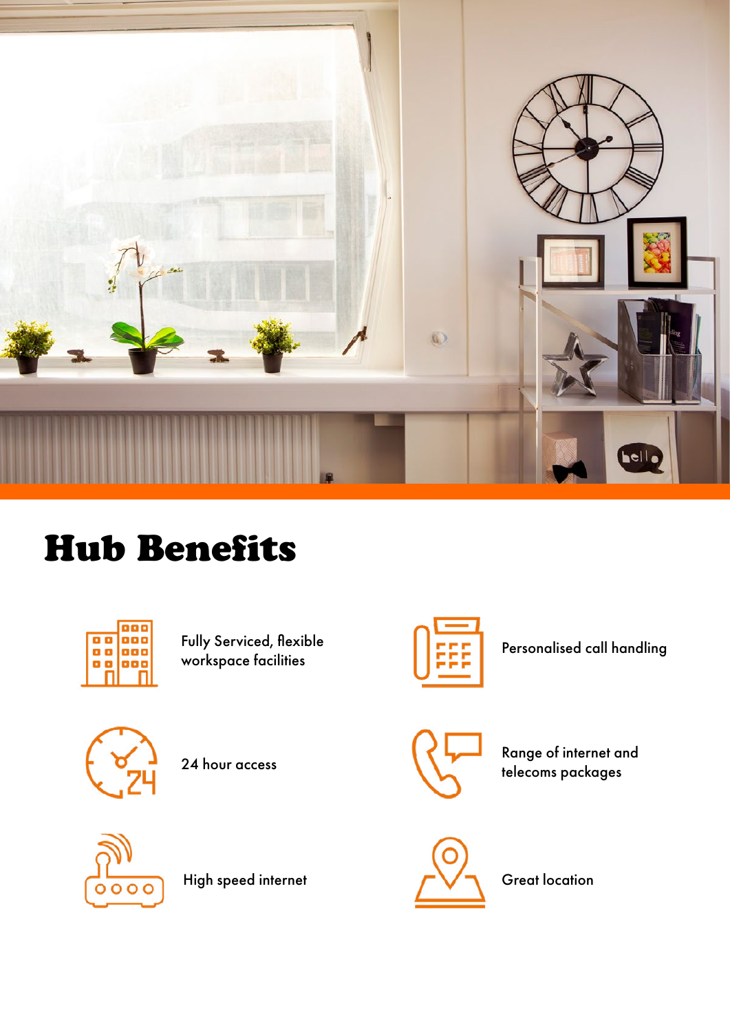# Hub Benefits

- Fully Serviced, flexible workspace facilities
- Personalised call handling
- 24 hour access
- Range of internet and telecoms packages
- High speed internet
- Great location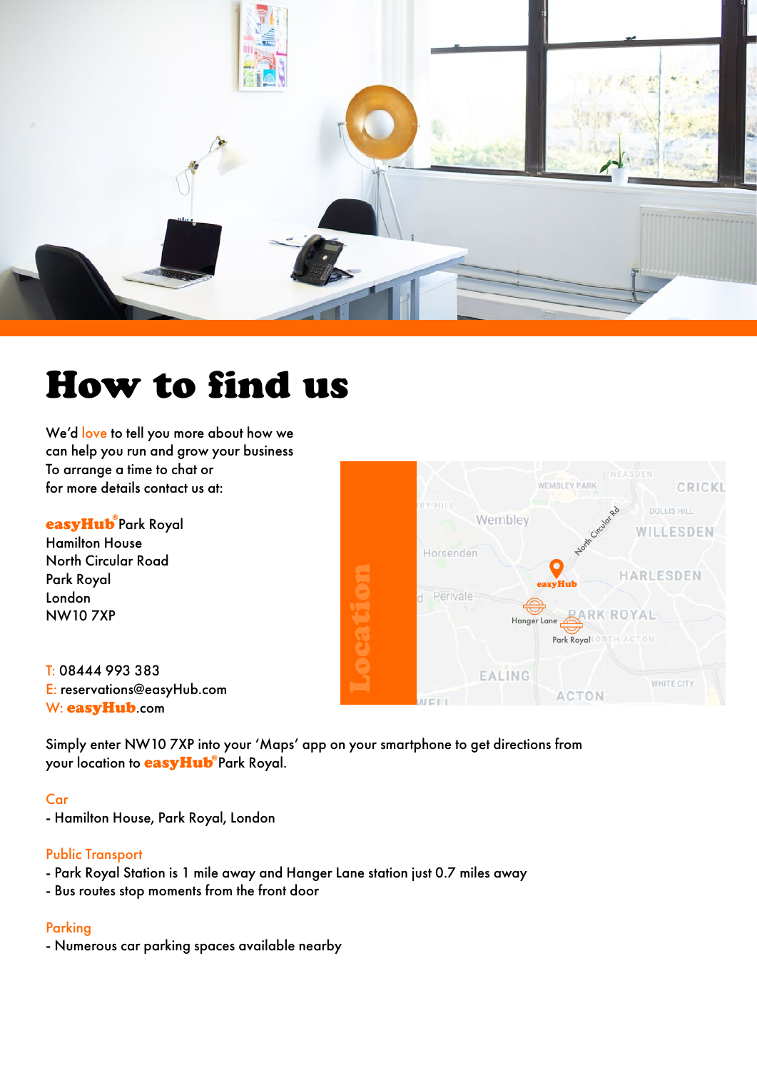# How to find us

We'd love to tell you more about how we can help you run and grow your business To arrange a time to chat or for more details contact us at:

**easyHub**® Park Royal
Hamilton House
North Circular Road
Park Royal
London
NW10 7XP

T: 08444 993 383
E: reservations@easyHub.com
W: **easyHub**.com

Simply enter NW10 7XP into your 'Maps' app on your smartphone to get directions from your location to **easyHub**® Park Royal.

Car
- Hamilton House, Park Royal, London

Public Transport
- Park Royal Station is 1 mile away and Hanger Lane station just 0.7 miles away
- Bus routes stop moments from the front door

Parking
- Numerous car parking spaces available nearby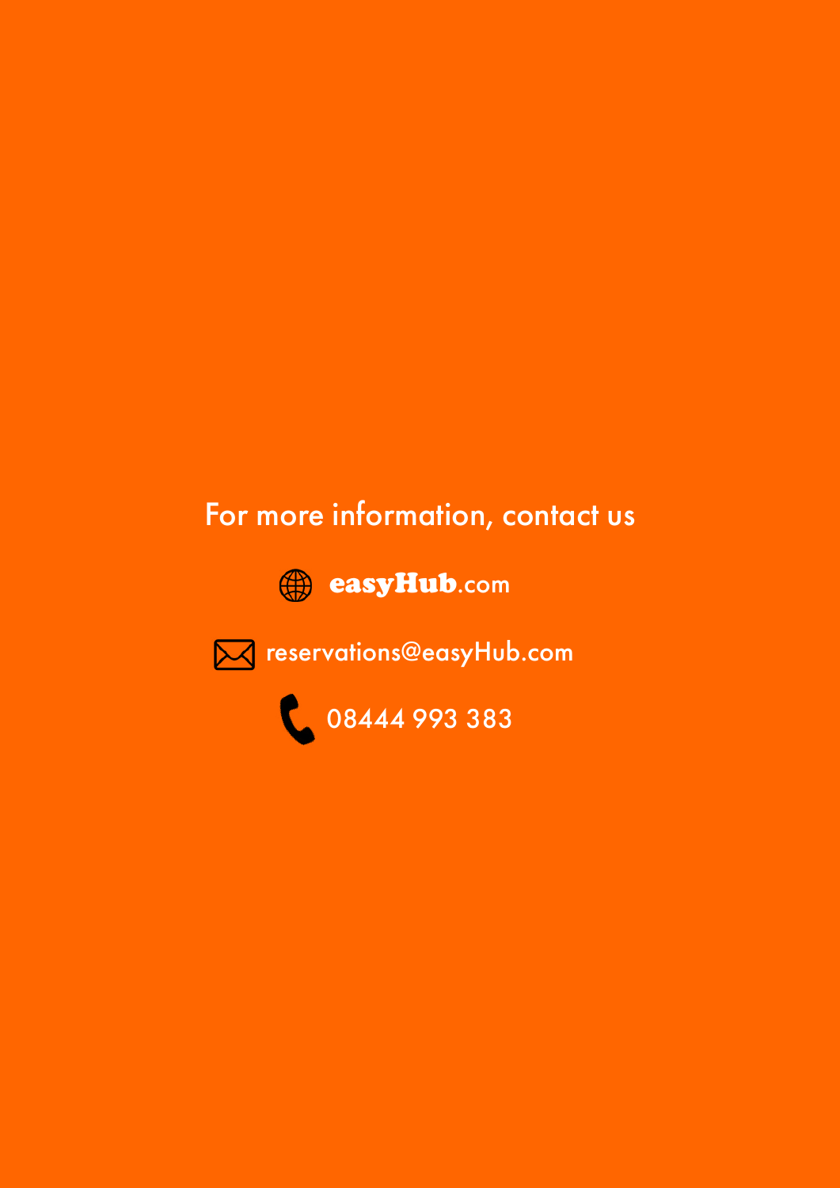For more information, contact us

**easyHub**.com

reservations@easyHub.com

08444 993 383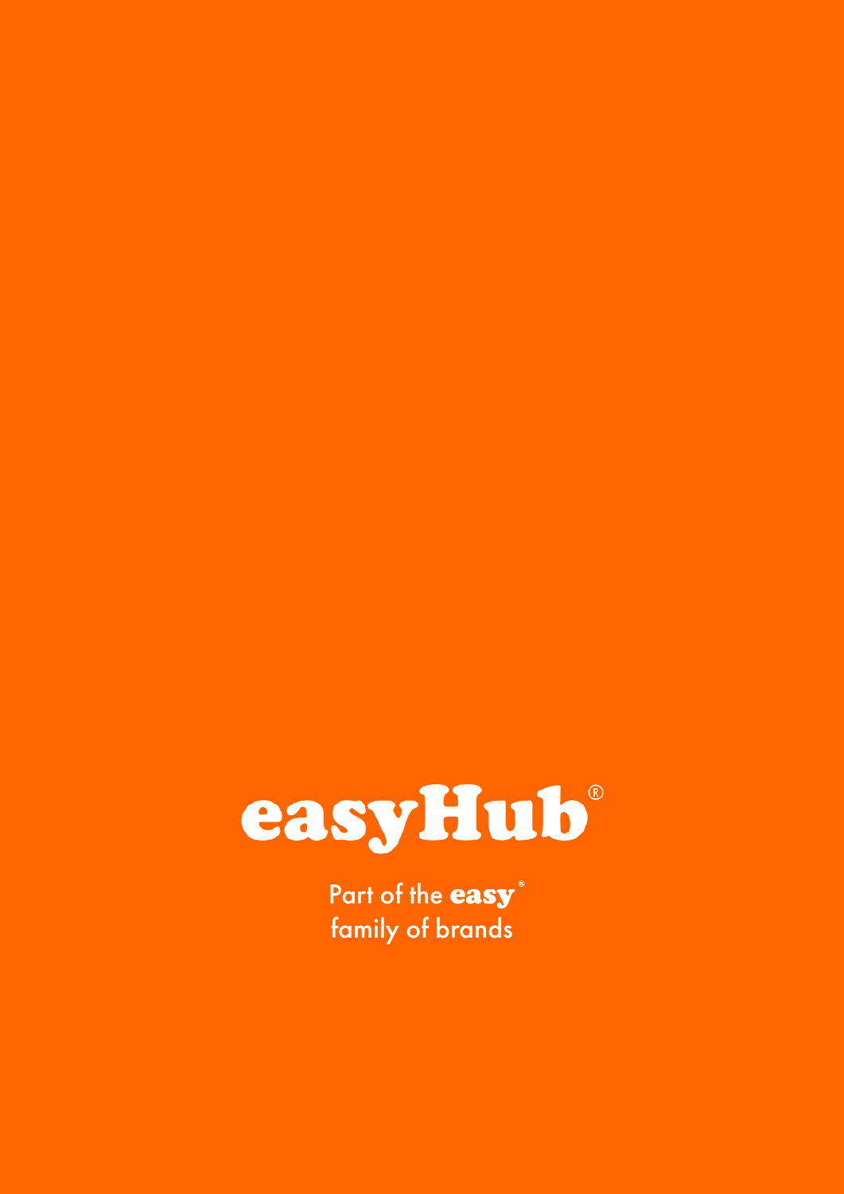easyHub®

Part of the easy® family of brands